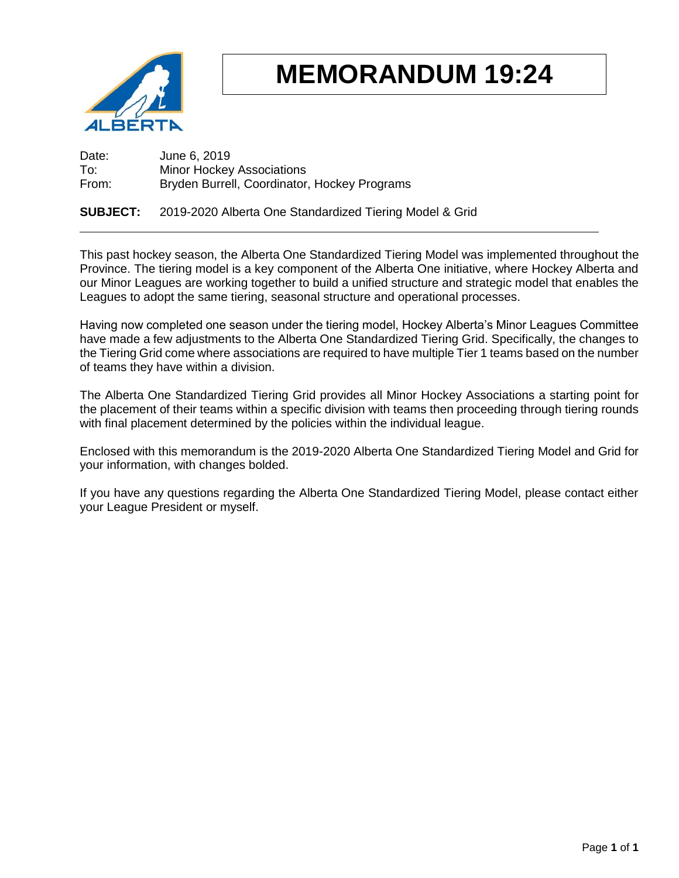# MEMORANDUM 19:24

Date: June 6, 2019
To: Minor Hockey Associations
From: Bryden Burrell, Coordinator, Hockey Programs

**SUBJECT:** 2019-2020 Alberta One Standardized Tiering Model & Grid

---

This past hockey season, the Alberta One Standardized Tiering Model was implemented throughout the Province. The tiering model is a key component of the Alberta One initiative, where Hockey Alberta and our Minor Leagues are working together to build a unified structure and strategic model that enables the Leagues to adopt the same tiering, seasonal structure and operational processes.

Having now completed one season under the tiering model, Hockey Alberta's Minor Leagues Committee have made a few adjustments to the Alberta One Standardized Tiering Grid. Specifically, the changes to the Tiering Grid come where associations are required to have multiple Tier 1 teams based on the number of teams they have within a division.

The Alberta One Standardized Tiering Grid provides all Minor Hockey Associations a starting point for the placement of their teams within a specific division with teams then proceeding through tiering rounds with final placement determined by the policies within the individual league.

Enclosed with this memorandum is the 2019-2020 Alberta One Standardized Tiering Model and Grid for your information, with changes bolded.

If you have any questions regarding the Alberta One Standardized Tiering Model, please contact either your League President or myself.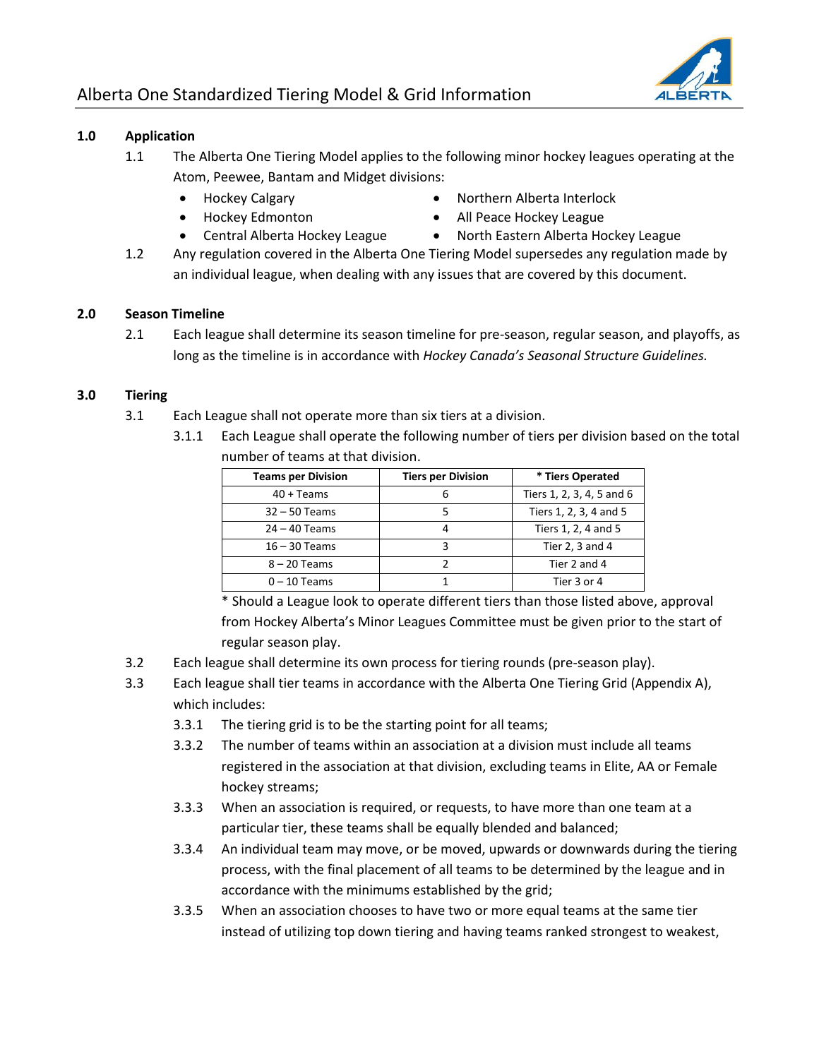# Alberta One Standardized Tiering Model & Grid Information

## 1.0 Application

1.1 The Alberta One Tiering Model applies to the following minor hockey leagues operating at the Atom, Peewee, Bantam and Midget divisions:

- Hockey Calgary
- Hockey Edmonton
- Central Alberta Hockey League
- Northern Alberta Interlock
- All Peace Hockey League
- North Eastern Alberta Hockey League

1.2 Any regulation covered in the Alberta One Tiering Model supersedes any regulation made by an individual league, when dealing with any issues that are covered by this document.

## 2.0 Season Timeline

2.1 Each league shall determine its season timeline for pre-season, regular season, and playoffs, as long as the timeline is in accordance with *Hockey Canada's Seasonal Structure Guidelines.*

## 3.0 Tiering

3.1 Each League shall not operate more than six tiers at a division.

3.1.1 Each League shall operate the following number of tiers per division based on the total number of teams at that division.

| Teams per Division | Tiers per Division | * Tiers Operated |
|---|---|---|
| 40 + Teams | 6 | Tiers 1, 2, 3, 4, 5 and 6 |
| 32 – 50 Teams | 5 | Tiers 1, 2, 3, 4 and 5 |
| 24 – 40 Teams | 4 | Tiers 1, 2, 4 and 5 |
| 16 – 30 Teams | 3 | Tier 2, 3 and 4 |
| 8 – 20 Teams | 2 | Tier 2 and 4 |
| 0 – 10 Teams | 1 | Tier 3 or 4 |

* Should a League look to operate different tiers than those listed above, approval from Hockey Alberta's Minor Leagues Committee must be given prior to the start of regular season play.

3.2 Each league shall determine its own process for tiering rounds (pre-season play).

3.3 Each league shall tier teams in accordance with the Alberta One Tiering Grid (Appendix A), which includes:

3.3.1 The tiering grid is to be the starting point for all teams;

3.3.2 The number of teams within an association at a division must include all teams registered in the association at that division, excluding teams in Elite, AA or Female hockey streams;

3.3.3 When an association is required, or requests, to have more than one team at a particular tier, these teams shall be equally blended and balanced;

3.3.4 An individual team may move, or be moved, upwards or downwards during the tiering process, with the final placement of all teams to be determined by the league and in accordance with the minimums established by the grid;

3.3.5 When an association chooses to have two or more equal teams at the same tier instead of utilizing top down tiering and having teams ranked strongest to weakest,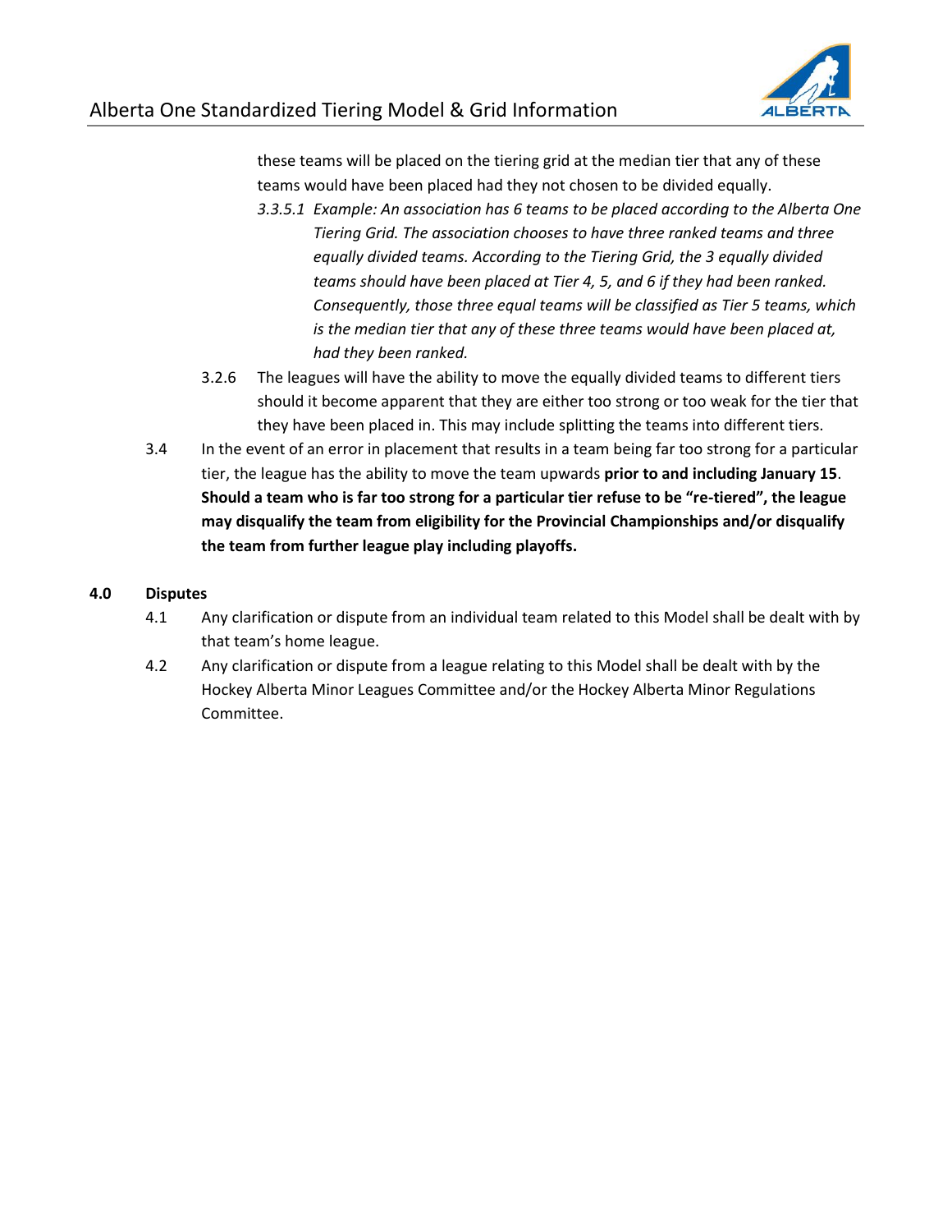these teams will be placed on the tiering grid at the median tier that any of these teams would have been placed had they not chosen to be divided equally.

*3.3.5.1 Example: An association has 6 teams to be placed according to the Alberta One Tiering Grid. The association chooses to have three ranked teams and three equally divided teams. According to the Tiering Grid, the 3 equally divided teams should have been placed at Tier 4, 5, and 6 if they had been ranked. Consequently, those three equal teams will be classified as Tier 5 teams, which is the median tier that any of these three teams would have been placed at, had they been ranked.*

3.2.6 The leagues will have the ability to move the equally divided teams to different tiers should it become apparent that they are either too strong or too weak for the tier that they have been placed in. This may include splitting the teams into different tiers.

3.4 In the event of an error in placement that results in a team being far too strong for a particular tier, the league has the ability to move the team upwards **prior to and including January 15**. **Should a team who is far too strong for a particular tier refuse to be "re-tiered", the league may disqualify the team from eligibility for the Provincial Championships and/or disqualify the team from further league play including playoffs.**

## 4.0 Disputes

4.1 Any clarification or dispute from an individual team related to this Model shall be dealt with by that team's home league.

4.2 Any clarification or dispute from a league relating to this Model shall be dealt with by the Hockey Alberta Minor Leagues Committee and/or the Hockey Alberta Minor Regulations Committee.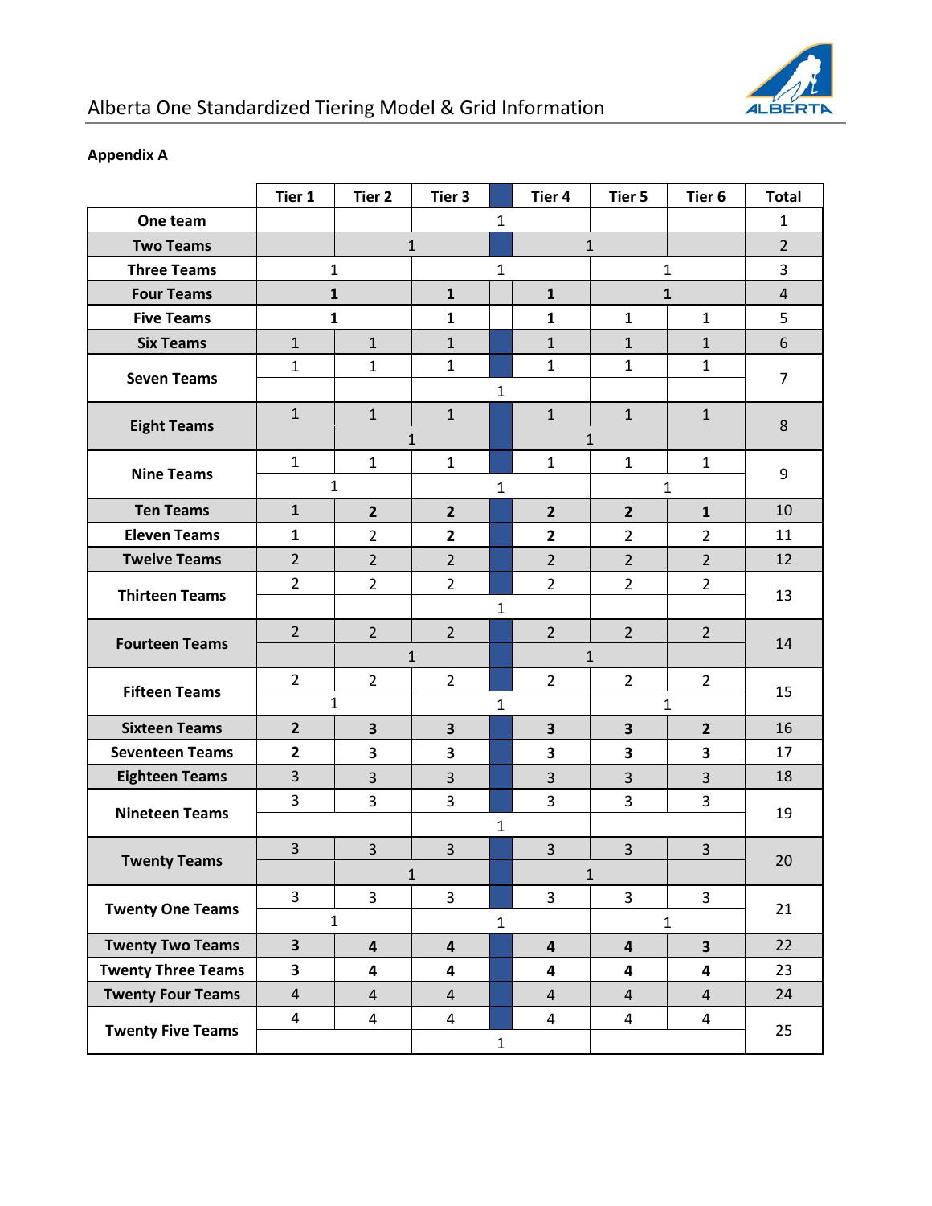**Appendix A**

| | Tier 1 | Tier 2 | Tier 3 | | Tier 4 | Tier 5 | Tier 6 | Total |
|---|---|---|---|---|---|---|---|---|
| **One team** | | | | 1 | | | | 1 |
| **Two Teams** | | 1 | | | 1 | | | 2 |
| **Three Teams** | 1 | | | 1 | | 1 | | 3 |
| **Four Teams** | **1** | | **1** | | **1** | **1** | | 4 |
| **Five Teams** | **1** | | **1** | | **1** | 1 | 1 | 5 |
| **Six Teams** | 1 | 1 | 1 | | 1 | 1 | 1 | 6 |
| **Seven Teams** | 1 | 1 | 1 | | 1 | 1 | 1 | 7 |
| | | | | 1 | | | | |
| **Eight Teams** | 1 | 1 | 1 | | 1 | 1 | 1 | 8 |
| | | 1 | | | 1 | | | |
| **Nine Teams** | 1 | 1 | 1 | | 1 | 1 | 1 | 9 |
| | 1 | | | 1 | | 1 | | |
| **Ten Teams** | **1** | **2** | **2** | | **2** | **2** | **1** | 10 |
| **Eleven Teams** | **1** | 2 | **2** | | **2** | 2 | 2 | 11 |
| **Twelve Teams** | 2 | 2 | 2 | | 2 | 2 | 2 | 12 |
| **Thirteen Teams** | 2 | 2 | 2 | | 2 | 2 | 2 | 13 |
| | | | | 1 | | | | |
| **Fourteen Teams** | 2 | 2 | 2 | | 2 | 2 | 2 | 14 |
| | | 1 | | | 1 | | | |
| **Fifteen Teams** | 2 | 2 | 2 | | 2 | 2 | 2 | 15 |
| | 1 | | | 1 | | 1 | | |
| **Sixteen Teams** | **2** | **3** | **3** | | **3** | **3** | **2** | 16 |
| **Seventeen Teams** | **2** | **3** | **3** | | **3** | **3** | **3** | 17 |
| **Eighteen Teams** | 3 | 3 | 3 | | 3 | 3 | 3 | 18 |
| **Nineteen Teams** | 3 | 3 | 3 | | 3 | 3 | 3 | 19 |
| | | | | 1 | | | | |
| **Twenty Teams** | 3 | 3 | 3 | | 3 | 3 | 3 | 20 |
| | | 1 | | | 1 | | | |
| **Twenty One Teams** | 3 | 3 | 3 | | 3 | 3 | 3 | 21 |
| | 1 | | | 1 | | 1 | | |
| **Twenty Two Teams** | **3** | **4** | **4** | | **4** | **4** | **3** | 22 |
| **Twenty Three Teams** | **3** | **4** | **4** | | **4** | **4** | **4** | 23 |
| **Twenty Four Teams** | 4 | 4 | 4 | | 4 | 4 | 4 | 24 |
| **Twenty Five Teams** | 4 | 4 | 4 | | 4 | 4 | 4 | 25 |
| | | | | 1 | | | | |